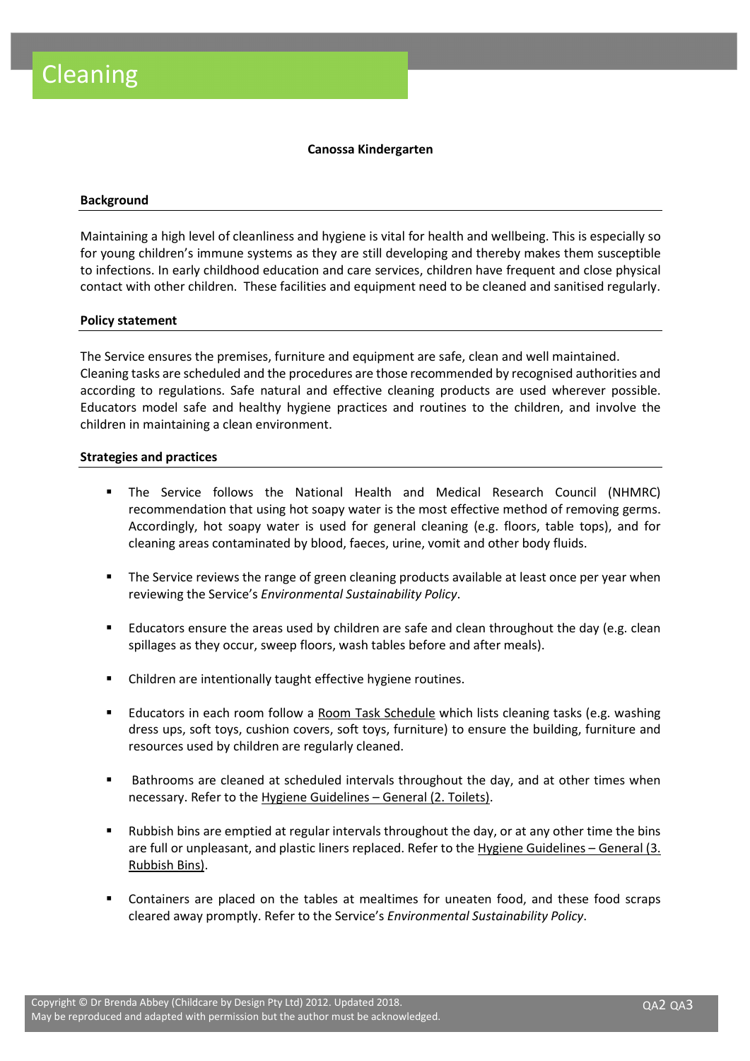# Cleaning

**Canossa Kindergarten**

## Background

Maintaining a high level of cleanliness and hygiene is vital for health and wellbeing. This is especially so for young children's immune systems as they are still developing and thereby makes them susceptible to infections. In early childhood education and care services, children have frequent and close physical contact with other children. These facilities and equipment need to be cleaned and sanitised regularly.

## Policy statement

The Service ensures the premises, furniture and equipment are safe, clean and well maintained. Cleaning tasks are scheduled and the procedures are those recommended by recognised authorities and according to regulations. Safe natural and effective cleaning products are used wherever possible. Educators model safe and healthy hygiene practices and routines to the children, and involve the children in maintaining a clean environment.

## Strategies and practices

- The Service follows the National Health and Medical Research Council (NHMRC) recommendation that using hot soapy water is the most effective method of removing germs. Accordingly, hot soapy water is used for general cleaning (e.g. floors, table tops), and for cleaning areas contaminated by blood, faeces, urine, vomit and other body fluids.
- The Service reviews the range of green cleaning products available at least once per year when reviewing the Service's *Environmental Sustainability Policy*.
- Educators ensure the areas used by children are safe and clean throughout the day (e.g. clean spillages as they occur, sweep floors, wash tables before and after meals).
- Children are intentionally taught effective hygiene routines.
- Educators in each room follow a Room Task Schedule which lists cleaning tasks (e.g. washing dress ups, soft toys, cushion covers, soft toys, furniture) to ensure the building, furniture and resources used by children are regularly cleaned.
- Bathrooms are cleaned at scheduled intervals throughout the day, and at other times when necessary. Refer to the Hygiene Guidelines – General (2. Toilets).
- Rubbish bins are emptied at regular intervals throughout the day, or at any other time the bins are full or unpleasant, and plastic liners replaced. Refer to the Hygiene Guidelines – General (3. Rubbish Bins).
- Containers are placed on the tables at mealtimes for uneaten food, and these food scraps cleared away promptly. Refer to the Service's *Environmental Sustainability Policy*.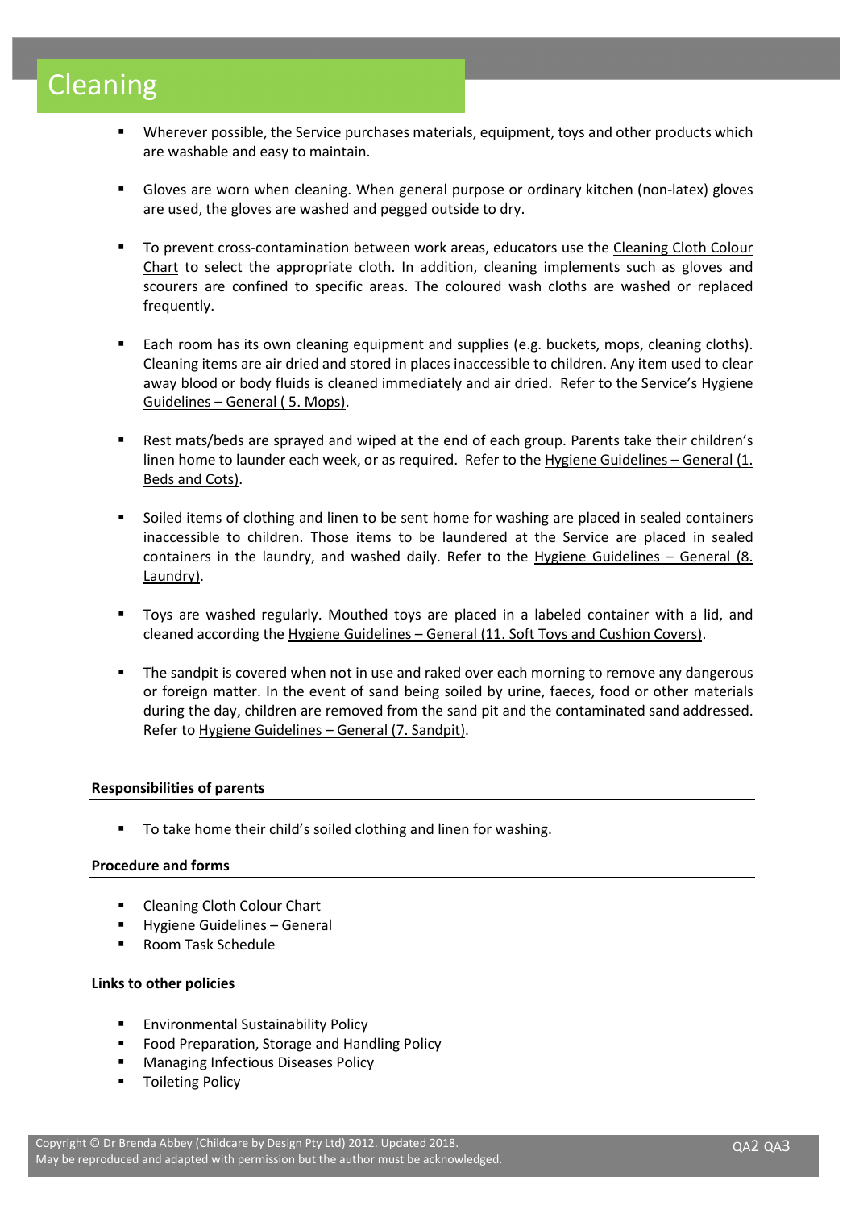# Cleaning

- Wherever possible, the Service purchases materials, equipment, toys and other products which are washable and easy to maintain.
- Gloves are worn when cleaning. When general purpose or ordinary kitchen (non-latex) gloves are used, the gloves are washed and pegged outside to dry.
- To prevent cross-contamination between work areas, educators use the Cleaning Cloth Colour Chart to select the appropriate cloth. In addition, cleaning implements such as gloves and scourers are confined to specific areas. The coloured wash cloths are washed or replaced frequently.
- Each room has its own cleaning equipment and supplies (e.g. buckets, mops, cleaning cloths). Cleaning items are air dried and stored in places inaccessible to children. Any item used to clear away blood or body fluids is cleaned immediately and air dried. Refer to the Service's Hygiene Guidelines – General ( 5. Mops).
- Rest mats/beds are sprayed and wiped at the end of each group. Parents take their children's linen home to launder each week, or as required. Refer to the Hygiene Guidelines – General (1. Beds and Cots).
- Soiled items of clothing and linen to be sent home for washing are placed in sealed containers inaccessible to children. Those items to be laundered at the Service are placed in sealed containers in the laundry, and washed daily. Refer to the Hygiene Guidelines – General (8. Laundry).
- Toys are washed regularly. Mouthed toys are placed in a labeled container with a lid, and cleaned according the Hygiene Guidelines – General (11. Soft Toys and Cushion Covers).
- The sandpit is covered when not in use and raked over each morning to remove any dangerous or foreign matter. In the event of sand being soiled by urine, faeces, food or other materials during the day, children are removed from the sand pit and the contaminated sand addressed. Refer to Hygiene Guidelines – General (7. Sandpit).

**Responsibilities of parents**

- To take home their child's soiled clothing and linen for washing.

**Procedure and forms**

- Cleaning Cloth Colour Chart
- Hygiene Guidelines – General
- Room Task Schedule

**Links to other policies**

- Environmental Sustainability Policy
- Food Preparation, Storage and Handling Policy
- Managing Infectious Diseases Policy
- Toileting Policy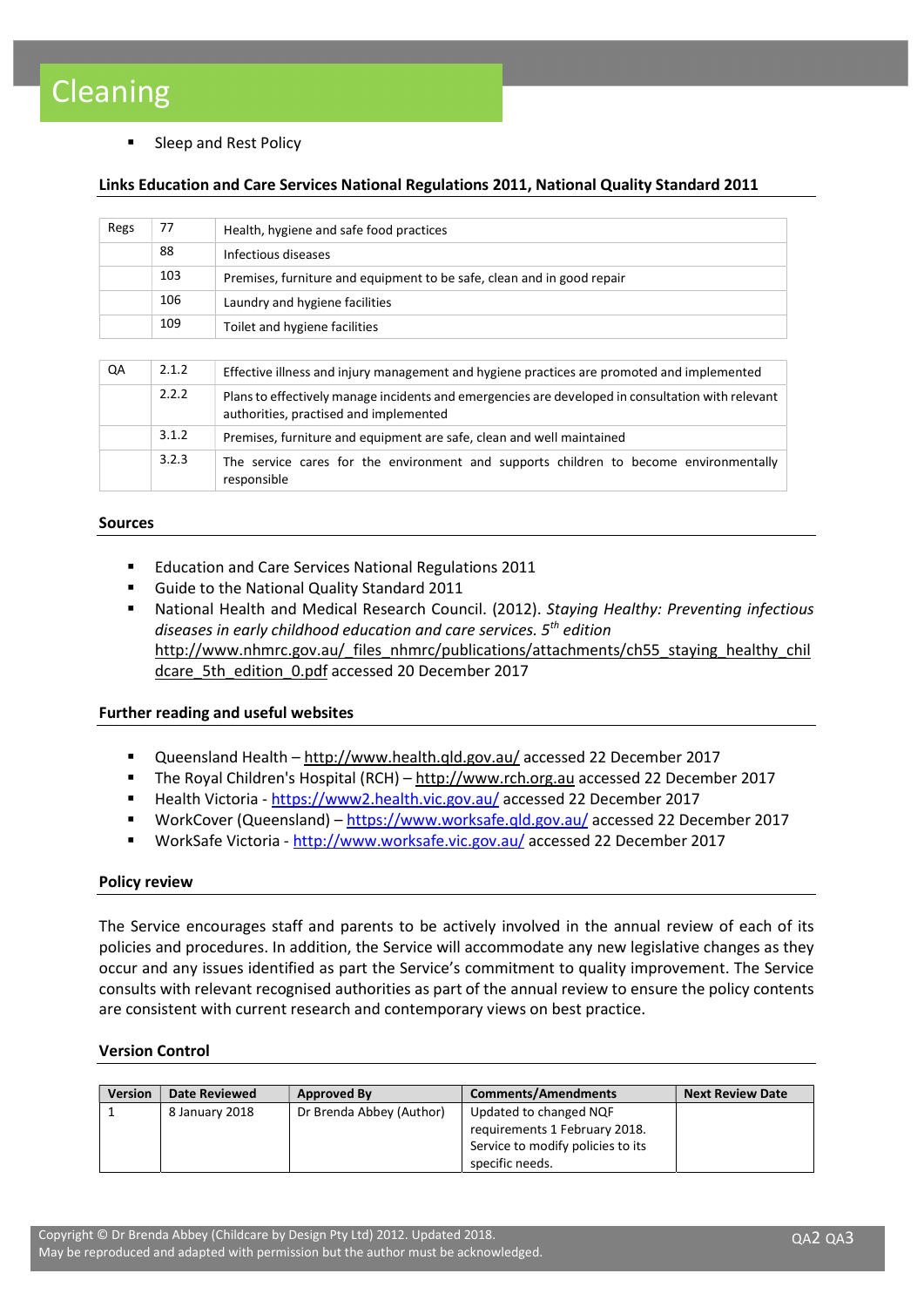- Sleep and Rest Policy

**Links Education and Care Services National Regulations 2011, National Quality Standard 2011**

| | | |
|---|---|---|
| Regs | 77 | Health, hygiene and safe food practices |
| | 88 | Infectious diseases |
| | 103 | Premises, furniture and equipment to be safe, clean and in good repair |
| | 106 | Laundry and hygiene facilities |
| | 109 | Toilet and hygiene facilities |

| | | |
|---|---|---|
| QA | 2.1.2 | Effective illness and injury management and hygiene practices are promoted and implemented |
| | 2.2.2 | Plans to effectively manage incidents and emergencies are developed in consultation with relevant authorities, practised and implemented |
| | 3.1.2 | Premises, furniture and equipment are safe, clean and well maintained |
| | 3.2.3 | The service cares for the environment and supports children to become environmentally responsible |

**Sources**

- Education and Care Services National Regulations 2011
- Guide to the National Quality Standard 2011
- National Health and Medical Research Council. (2012). *Staying Healthy: Preventing infectious diseases in early childhood education and care services. 5th edition* http://www.nhmrc.gov.au/_files_nhmrc/publications/attachments/ch55_staying_healthy_childcare_5th_edition_0.pdf accessed 20 December 2017

**Further reading and useful websites**

- Queensland Health – http://www.health.qld.gov.au/ accessed 22 December 2017
- The Royal Children's Hospital (RCH) – http://www.rch.org.au accessed 22 December 2017
- Health Victoria - https://www2.health.vic.gov.au/ accessed 22 December 2017
- WorkCover (Queensland) – https://www.worksafe.qld.gov.au/ accessed 22 December 2017
- WorkSafe Victoria - http://www.worksafe.vic.gov.au/ accessed 22 December 2017

**Policy review**

The Service encourages staff and parents to be actively involved in the annual review of each of its policies and procedures. In addition, the Service will accommodate any new legislative changes as they occur and any issues identified as part the Service's commitment to quality improvement. The Service consults with relevant recognised authorities as part of the annual review to ensure the policy contents are consistent with current research and contemporary views on best practice.

**Version Control**

| Version | Date Reviewed | Approved By | Comments/Amendments | Next Review Date |
|---|---|---|---|---|
| 1 | 8 January 2018 | Dr Brenda Abbey (Author) | Updated to changed NQF requirements 1 February 2018. Service to modify policies to its specific needs. | |

Copyright © Dr Brenda Abbey (Childcare by Design Pty Ltd) 2012. Updated 2018.
May be reproduced and adapted with permission but the author must be acknowledged.